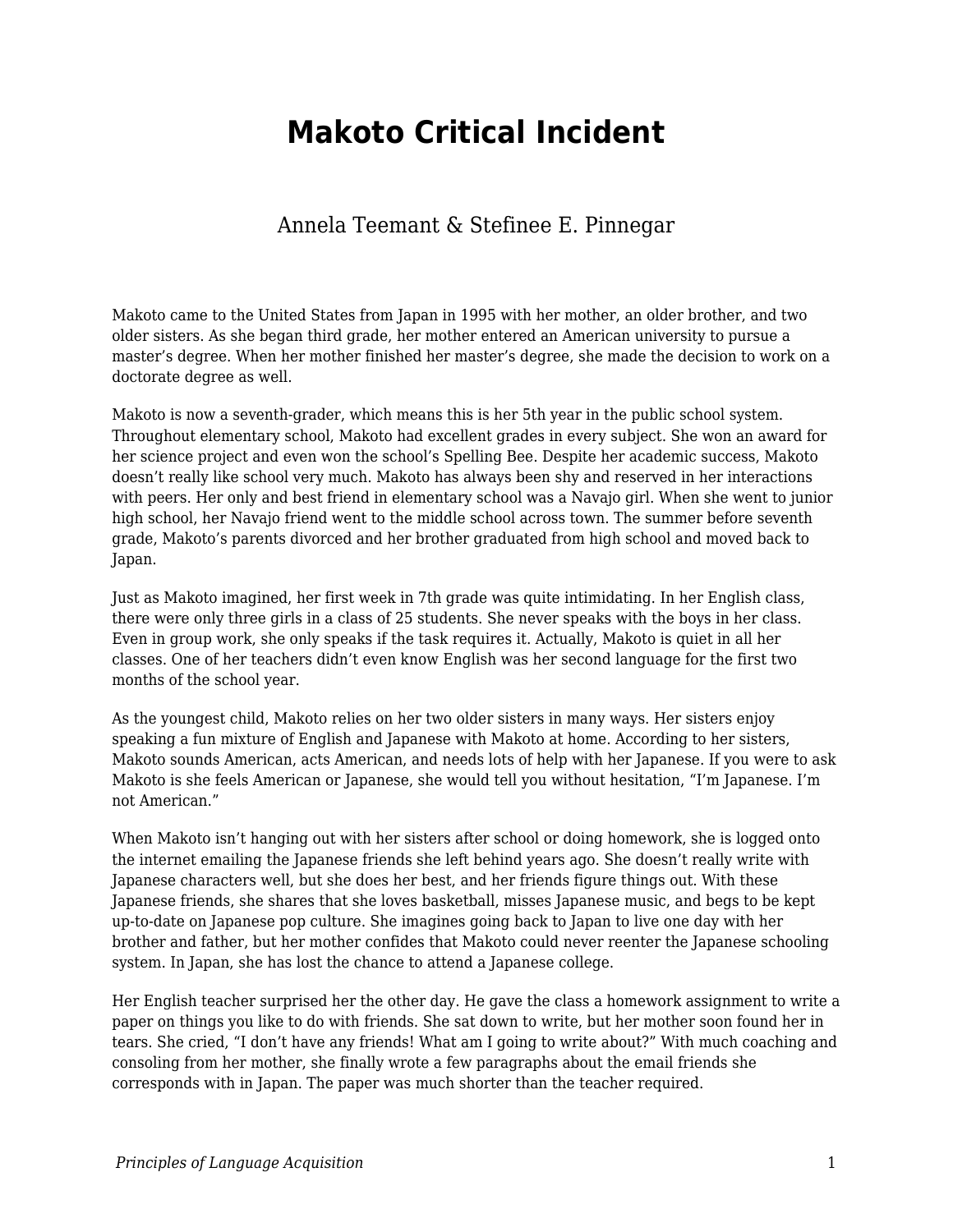# Makoto Critical Incident

Annela Teemant & Stefinee E. Pinnegar

Makoto came to the United States from Japan in 1995 with her mother, an older brother, and two older sisters. As she began third grade, her mother entered an American university to pursue a master's degree. When her mother finished her master's degree, she made the decision to work on a doctorate degree as well.

Makoto is now a seventh-grader, which means this is her 5th year in the public school system. Throughout elementary school, Makoto had excellent grades in every subject. She won an award for her science project and even won the school's Spelling Bee. Despite her academic success, Makoto doesn't really like school very much. Makoto has always been shy and reserved in her interactions with peers. Her only and best friend in elementary school was a Navajo girl. When she went to junior high school, her Navajo friend went to the middle school across town. The summer before seventh grade, Makoto's parents divorced and her brother graduated from high school and moved back to Japan.

Just as Makoto imagined, her first week in 7th grade was quite intimidating. In her English class, there were only three girls in a class of 25 students. She never speaks with the boys in her class. Even in group work, she only speaks if the task requires it. Actually, Makoto is quiet in all her classes. One of her teachers didn't even know English was her second language for the first two months of the school year.

As the youngest child, Makoto relies on her two older sisters in many ways. Her sisters enjoy speaking a fun mixture of English and Japanese with Makoto at home. According to her sisters, Makoto sounds American, acts American, and needs lots of help with her Japanese. If you were to ask Makoto is she feels American or Japanese, she would tell you without hesitation, "I'm Japanese. I'm not American."

When Makoto isn't hanging out with her sisters after school or doing homework, she is logged onto the internet emailing the Japanese friends she left behind years ago. She doesn't really write with Japanese characters well, but she does her best, and her friends figure things out. With these Japanese friends, she shares that she loves basketball, misses Japanese music, and begs to be kept up-to-date on Japanese pop culture. She imagines going back to Japan to live one day with her brother and father, but her mother confides that Makoto could never reenter the Japanese schooling system. In Japan, she has lost the chance to attend a Japanese college.

Her English teacher surprised her the other day. He gave the class a homework assignment to write a paper on things you like to do with friends. She sat down to write, but her mother soon found her in tears. She cried, "I don't have any friends! What am I going to write about?" With much coaching and consoling from her mother, she finally wrote a few paragraphs about the email friends she corresponds with in Japan. The paper was much shorter than the teacher required.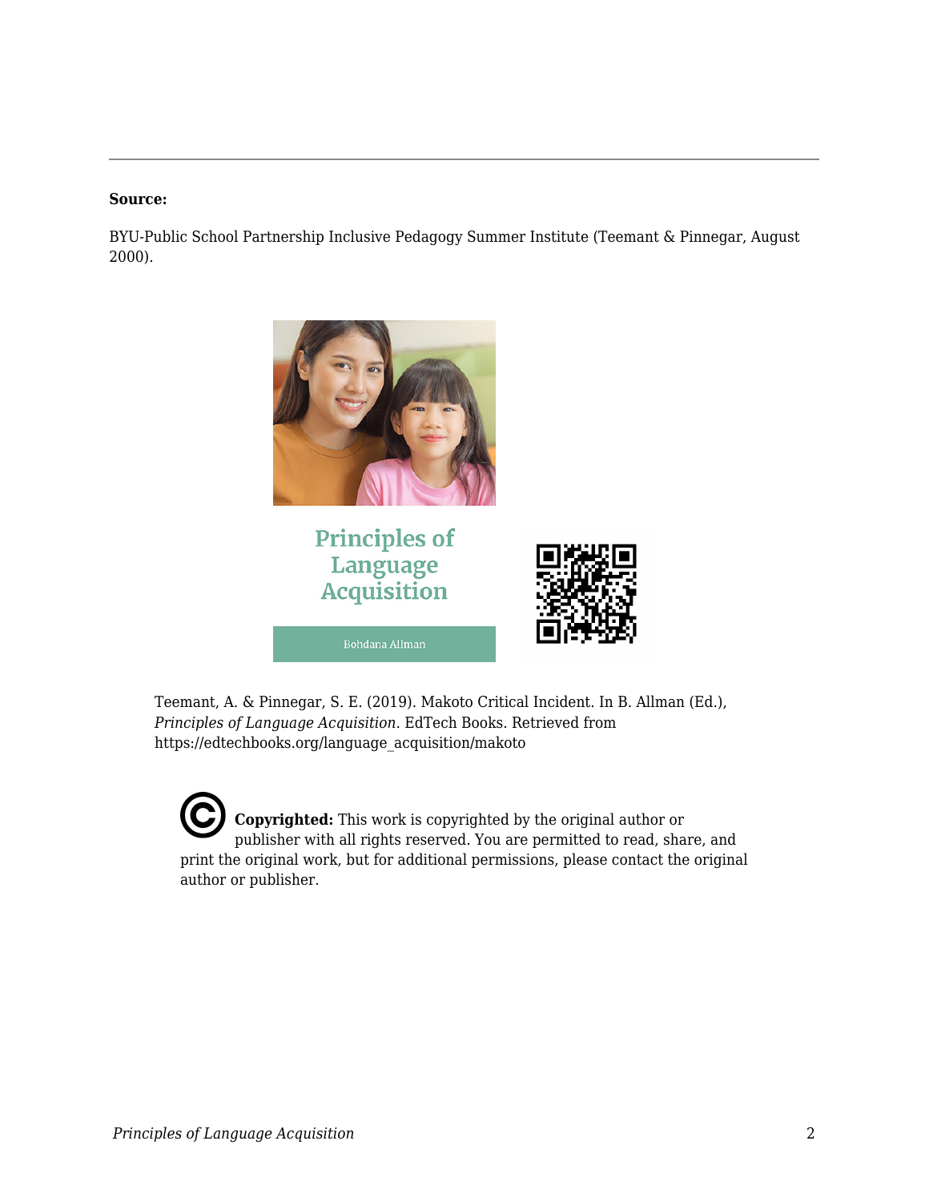**Source:**

BYU-Public School Partnership Inclusive Pedagogy Summer Institute (Teemant & Pinnegar, August 2000).

Teemant, A. & Pinnegar, S. E. (2019). Makoto Critical Incident. In B. Allman (Ed.), *Principles of Language Acquisition*. EdTech Books. Retrieved from https://edtechbooks.org/language_acquisition/makoto

**Copyrighted:** This work is copyrighted by the original author or publisher with all rights reserved. You are permitted to read, share, and print the original work, but for additional permissions, please contact the original author or publisher.